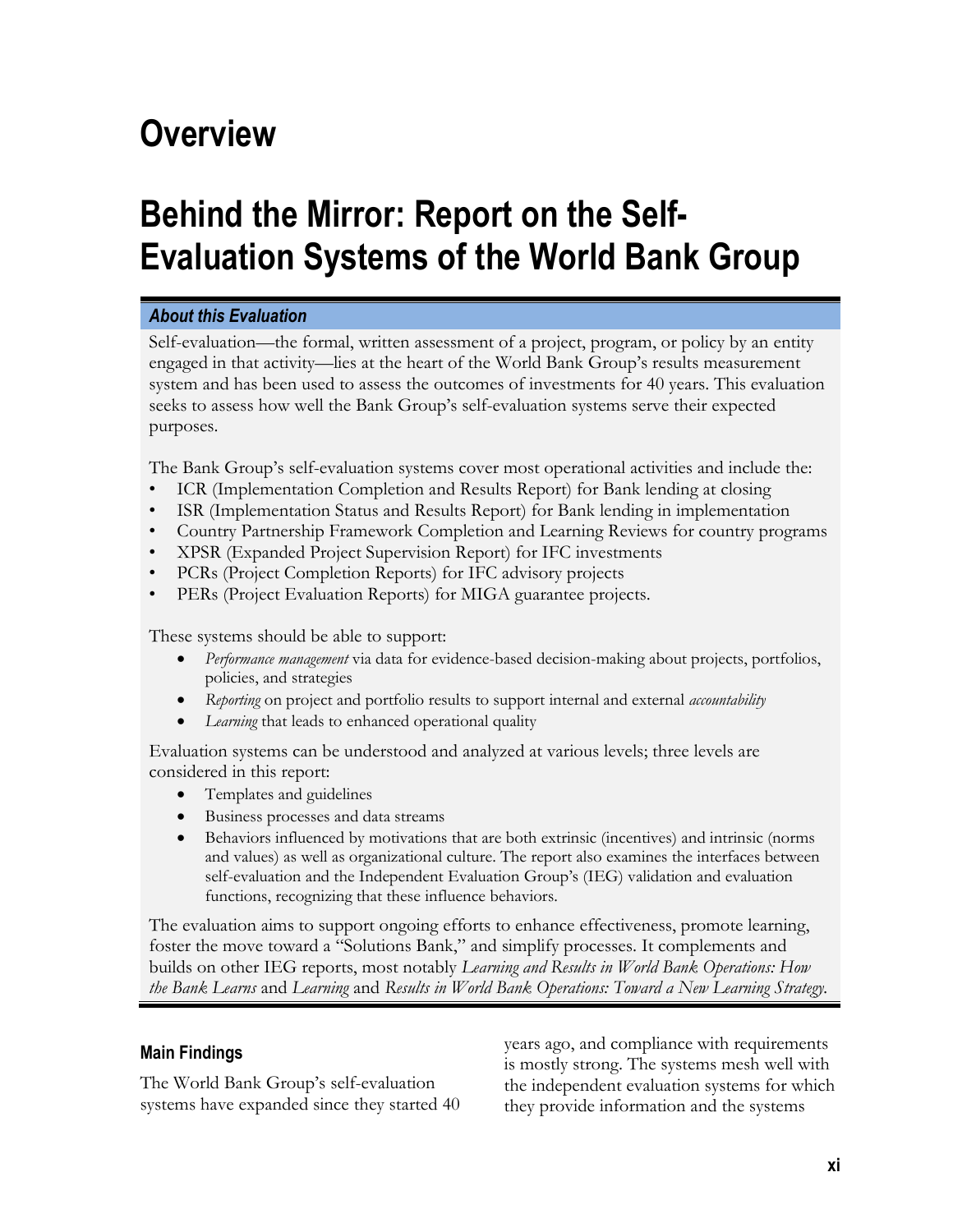# Overview

# Behind the Mirror: Report on the Self-Evaluation Systems of the World Bank Group

***About this Evaluation***

Self-evaluation—the formal, written assessment of a project, program, or policy by an entity engaged in that activity—lies at the heart of the World Bank Group's results measurement system and has been used to assess the outcomes of investments for 40 years. This evaluation seeks to assess how well the Bank Group's self-evaluation systems serve their expected purposes.

The Bank Group's self-evaluation systems cover most operational activities and include the:

- ICR (Implementation Completion and Results Report) for Bank lending at closing
- ISR (Implementation Status and Results Report) for Bank lending in implementation
- Country Partnership Framework Completion and Learning Reviews for country programs
- XPSR (Expanded Project Supervision Report) for IFC investments
- PCRs (Project Completion Reports) for IFC advisory projects
- PERs (Project Evaluation Reports) for MIGA guarantee projects.

These systems should be able to support:

- *Performance management* via data for evidence-based decision-making about projects, portfolios, policies, and strategies
- *Reporting* on project and portfolio results to support internal and external *accountability*
- *Learning* that leads to enhanced operational quality

Evaluation systems can be understood and analyzed at various levels; three levels are considered in this report:

- Templates and guidelines
- Business processes and data streams
- Behaviors influenced by motivations that are both extrinsic (incentives) and intrinsic (norms and values) as well as organizational culture. The report also examines the interfaces between self-evaluation and the Independent Evaluation Group's (IEG) validation and evaluation functions, recognizing that these influence behaviors.

The evaluation aims to support ongoing efforts to enhance effectiveness, promote learning, foster the move toward a "Solutions Bank," and simplify processes. It complements and builds on other IEG reports, most notably *Learning and Results in World Bank Operations: How the Bank Learns* and *Learning* and *Results in World Bank Operations: Toward a New Learning Strategy*.

## Main Findings

The World Bank Group's self-evaluation systems have expanded since they started 40 years ago, and compliance with requirements is mostly strong. The systems mesh well with the independent evaluation systems for which they provide information and the systems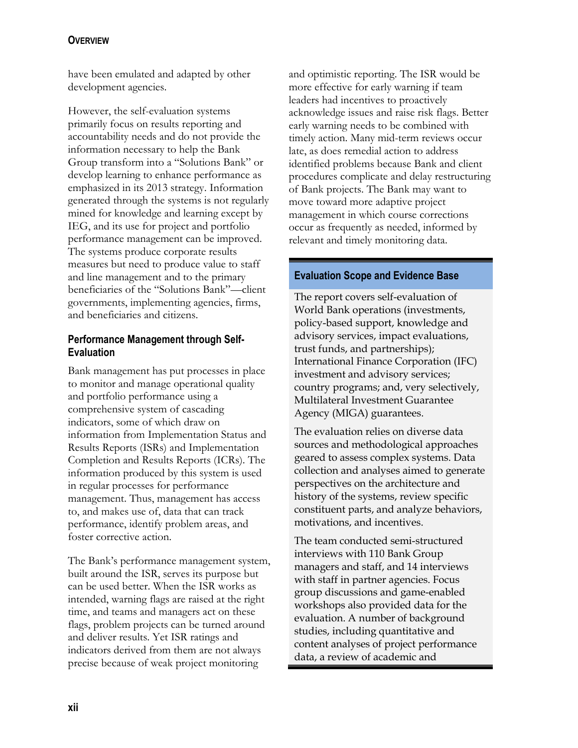have been emulated and adapted by other development agencies.

However, the self-evaluation systems primarily focus on results reporting and accountability needs and do not provide the information necessary to help the Bank Group transform into a "Solutions Bank" or develop learning to enhance performance as emphasized in its 2013 strategy. Information generated through the systems is not regularly mined for knowledge and learning except by IEG, and its use for project and portfolio performance management can be improved. The systems produce corporate results measures but need to produce value to staff and line management and to the primary beneficiaries of the "Solutions Bank"—client governments, implementing agencies, firms, and beneficiaries and citizens.

### Performance Management through Self-Evaluation

Bank management has put processes in place to monitor and manage operational quality and portfolio performance using a comprehensive system of cascading indicators, some of which draw on information from Implementation Status and Results Reports (ISRs) and Implementation Completion and Results Reports (ICRs). The information produced by this system is used in regular processes for performance management. Thus, management has access to, and makes use of, data that can track performance, identify problem areas, and foster corrective action.

The Bank's performance management system, built around the ISR, serves its purpose but can be used better. When the ISR works as intended, warning flags are raised at the right time, and teams and managers act on these flags, problem projects can be turned around and deliver results. Yet ISR ratings and indicators derived from them are not always precise because of weak project monitoring and optimistic reporting. The ISR would be more effective for early warning if team leaders had incentives to proactively acknowledge issues and raise risk flags. Better early warning needs to be combined with timely action. Many mid-term reviews occur late, as does remedial action to address identified problems because Bank and client procedures complicate and delay restructuring of Bank projects. The Bank may want to move toward more adaptive project management in which course corrections occur as frequently as needed, informed by relevant and timely monitoring data.

### Evaluation Scope and Evidence Base

The report covers self-evaluation of World Bank operations (investments, policy-based support, knowledge and advisory services, impact evaluations, trust funds, and partnerships); International Finance Corporation (IFC) investment and advisory services; country programs; and, very selectively, Multilateral Investment Guarantee Agency (MIGA) guarantees.

The evaluation relies on diverse data sources and methodological approaches geared to assess complex systems. Data collection and analyses aimed to generate perspectives on the architecture and history of the systems, review specific constituent parts, and analyze behaviors, motivations, and incentives.

The team conducted semi-structured interviews with 110 Bank Group managers and staff, and 14 interviews with staff in partner agencies. Focus group discussions and game-enabled workshops also provided data for the evaluation. A number of background studies, including quantitative and content analyses of project performance data, a review of academic and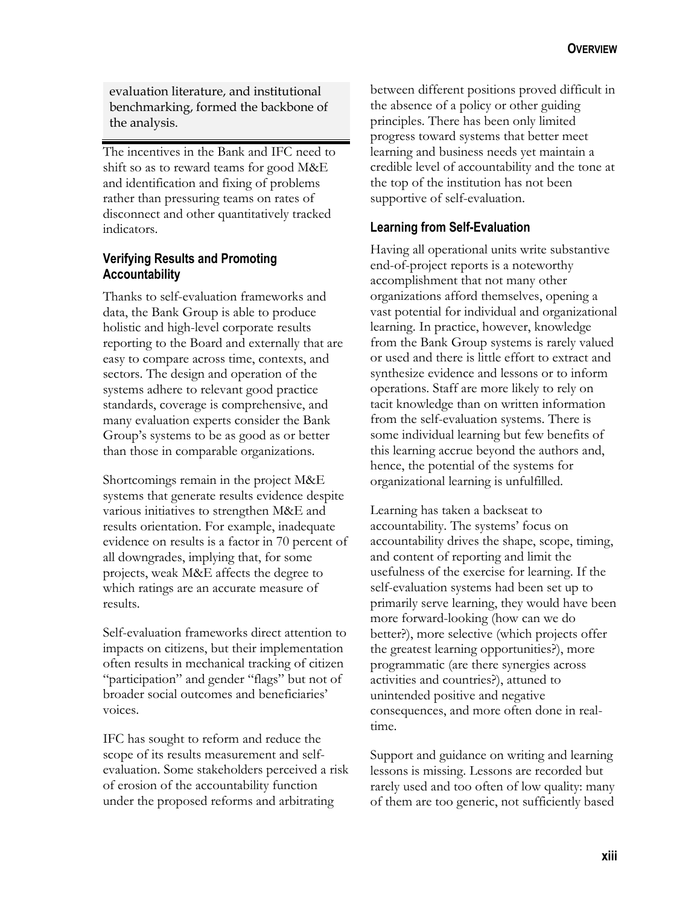evaluation literature, and institutional benchmarking, formed the backbone of the analysis.

The incentives in the Bank and IFC need to shift so as to reward teams for good M&E and identification and fixing of problems rather than pressuring teams on rates of disconnect and other quantitatively tracked indicators.

### Verifying Results and Promoting Accountability

Thanks to self-evaluation frameworks and data, the Bank Group is able to produce holistic and high-level corporate results reporting to the Board and externally that are easy to compare across time, contexts, and sectors. The design and operation of the systems adhere to relevant good practice standards, coverage is comprehensive, and many evaluation experts consider the Bank Group's systems to be as good as or better than those in comparable organizations.

Shortcomings remain in the project M&E systems that generate results evidence despite various initiatives to strengthen M&E and results orientation. For example, inadequate evidence on results is a factor in 70 percent of all downgrades, implying that, for some projects, weak M&E affects the degree to which ratings are an accurate measure of results.

Self-evaluation frameworks direct attention to impacts on citizens, but their implementation often results in mechanical tracking of citizen "participation" and gender "flags" but not of broader social outcomes and beneficiaries' voices.

IFC has sought to reform and reduce the scope of its results measurement and self-evaluation. Some stakeholders perceived a risk of erosion of the accountability function under the proposed reforms and arbitrating between different positions proved difficult in the absence of a policy or other guiding principles. There has been only limited progress toward systems that better meet learning and business needs yet maintain a credible level of accountability and the tone at the top of the institution has not been supportive of self-evaluation.

### Learning from Self-Evaluation

Having all operational units write substantive end-of-project reports is a noteworthy accomplishment that not many other organizations afford themselves, opening a vast potential for individual and organizational learning. In practice, however, knowledge from the Bank Group systems is rarely valued or used and there is little effort to extract and synthesize evidence and lessons or to inform operations. Staff are more likely to rely on tacit knowledge than on written information from the self-evaluation systems. There is some individual learning but few benefits of this learning accrue beyond the authors and, hence, the potential of the systems for organizational learning is unfulfilled.

Learning has taken a backseat to accountability. The systems' focus on accountability drives the shape, scope, timing, and content of reporting and limit the usefulness of the exercise for learning. If the self-evaluation systems had been set up to primarily serve learning, they would have been more forward-looking (how can we do better?), more selective (which projects offer the greatest learning opportunities?), more programmatic (are there synergies across activities and countries?), attuned to unintended positive and negative consequences, and more often done in real-time.

Support and guidance on writing and learning lessons is missing. Lessons are recorded but rarely used and too often of low quality: many of them are too generic, not sufficiently based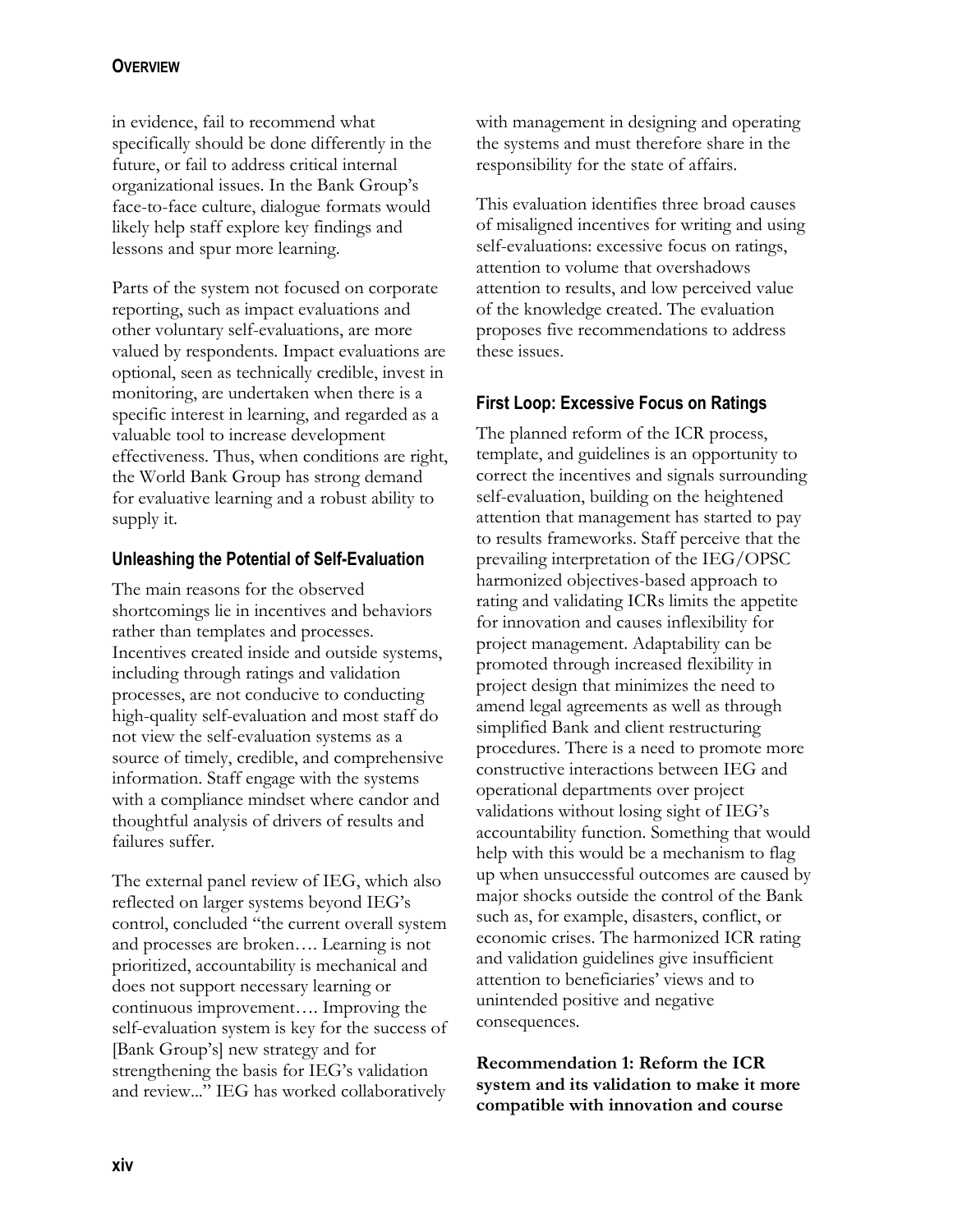in evidence, fail to recommend what specifically should be done differently in the future, or fail to address critical internal organizational issues. In the Bank Group's face-to-face culture, dialogue formats would likely help staff explore key findings and lessons and spur more learning.

Parts of the system not focused on corporate reporting, such as impact evaluations and other voluntary self-evaluations, are more valued by respondents. Impact evaluations are optional, seen as technically credible, invest in monitoring, are undertaken when there is a specific interest in learning, and regarded as a valuable tool to increase development effectiveness. Thus, when conditions are right, the World Bank Group has strong demand for evaluative learning and a robust ability to supply it.

### Unleashing the Potential of Self-Evaluation

The main reasons for the observed shortcomings lie in incentives and behaviors rather than templates and processes. Incentives created inside and outside systems, including through ratings and validation processes, are not conducive to conducting high-quality self-evaluation and most staff do not view the self-evaluation systems as a source of timely, credible, and comprehensive information. Staff engage with the systems with a compliance mindset where candor and thoughtful analysis of drivers of results and failures suffer.

The external panel review of IEG, which also reflected on larger systems beyond IEG's control, concluded "the current overall system and processes are broken…. Learning is not prioritized, accountability is mechanical and does not support necessary learning or continuous improvement…. Improving the self-evaluation system is key for the success of [Bank Group's] new strategy and for strengthening the basis for IEG's validation and review..." IEG has worked collaboratively with management in designing and operating the systems and must therefore share in the responsibility for the state of affairs.

This evaluation identifies three broad causes of misaligned incentives for writing and using self-evaluations: excessive focus on ratings, attention to volume that overshadows attention to results, and low perceived value of the knowledge created. The evaluation proposes five recommendations to address these issues.

### First Loop: Excessive Focus on Ratings

The planned reform of the ICR process, template, and guidelines is an opportunity to correct the incentives and signals surrounding self-evaluation, building on the heightened attention that management has started to pay to results frameworks. Staff perceive that the prevailing interpretation of the IEG/OPSC harmonized objectives-based approach to rating and validating ICRs limits the appetite for innovation and causes inflexibility for project management. Adaptability can be promoted through increased flexibility in project design that minimizes the need to amend legal agreements as well as through simplified Bank and client restructuring procedures. There is a need to promote more constructive interactions between IEG and operational departments over project validations without losing sight of IEG's accountability function. Something that would help with this would be a mechanism to flag up when unsuccessful outcomes are caused by major shocks outside the control of the Bank such as, for example, disasters, conflict, or economic crises. The harmonized ICR rating and validation guidelines give insufficient attention to beneficiaries' views and to unintended positive and negative consequences.

**Recommendation 1: Reform the ICR system and its validation to make it more compatible with innovation and course**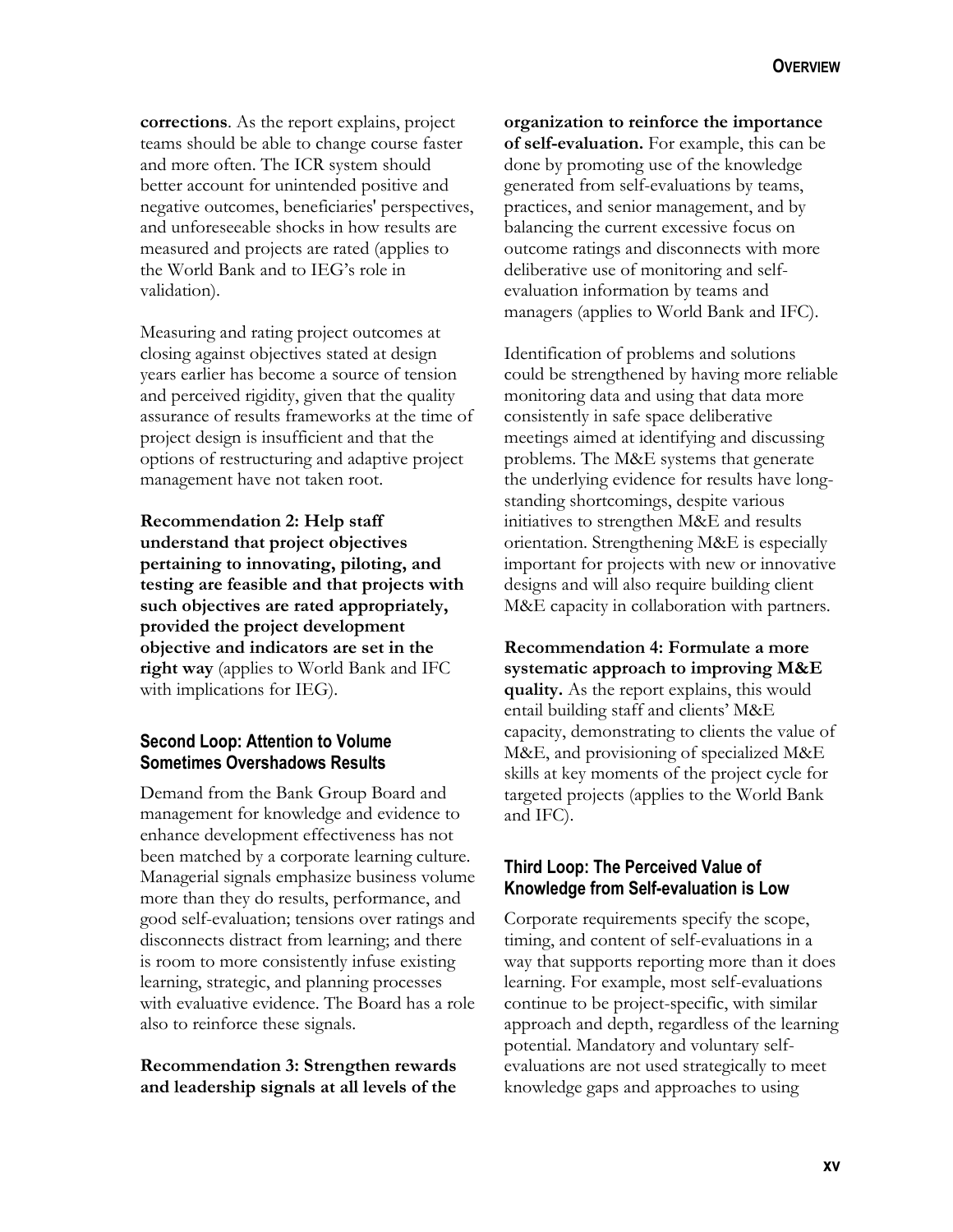**corrections**. As the report explains, project teams should be able to change course faster and more often. The ICR system should better account for unintended positive and negative outcomes, beneficiaries' perspectives, and unforeseeable shocks in how results are measured and projects are rated (applies to the World Bank and to IEG's role in validation).

Measuring and rating project outcomes at closing against objectives stated at design years earlier has become a source of tension and perceived rigidity, given that the quality assurance of results frameworks at the time of project design is insufficient and that the options of restructuring and adaptive project management have not taken root.

**Recommendation 2: Help staff understand that project objectives pertaining to innovating, piloting, and testing are feasible and that projects with such objectives are rated appropriately, provided the project development objective and indicators are set in the right way** (applies to World Bank and IFC with implications for IEG).

### Second Loop: Attention to Volume Sometimes Overshadows Results

Demand from the Bank Group Board and management for knowledge and evidence to enhance development effectiveness has not been matched by a corporate learning culture. Managerial signals emphasize business volume more than they do results, performance, and good self-evaluation; tensions over ratings and disconnects distract from learning; and there is room to more consistently infuse existing learning, strategic, and planning processes with evaluative evidence. The Board has a role also to reinforce these signals.

**Recommendation 3: Strengthen rewards and leadership signals at all levels of the organization to reinforce the importance of self-evaluation.** For example, this can be done by promoting use of the knowledge generated from self-evaluations by teams, practices, and senior management, and by balancing the current excessive focus on outcome ratings and disconnects with more deliberative use of monitoring and self-evaluation information by teams and managers (applies to World Bank and IFC).

Identification of problems and solutions could be strengthened by having more reliable monitoring data and using that data more consistently in safe space deliberative meetings aimed at identifying and discussing problems. The M&E systems that generate the underlying evidence for results have long-standing shortcomings, despite various initiatives to strengthen M&E and results orientation. Strengthening M&E is especially important for projects with new or innovative designs and will also require building client M&E capacity in collaboration with partners.

**Recommendation 4: Formulate a more systematic approach to improving M&E quality.** As the report explains, this would entail building staff and clients' M&E capacity, demonstrating to clients the value of M&E, and provisioning of specialized M&E skills at key moments of the project cycle for targeted projects (applies to the World Bank and IFC).

### Third Loop: The Perceived Value of Knowledge from Self-evaluation is Low

Corporate requirements specify the scope, timing, and content of self-evaluations in a way that supports reporting more than it does learning. For example, most self-evaluations continue to be project-specific, with similar approach and depth, regardless of the learning potential. Mandatory and voluntary self-evaluations are not used strategically to meet knowledge gaps and approaches to using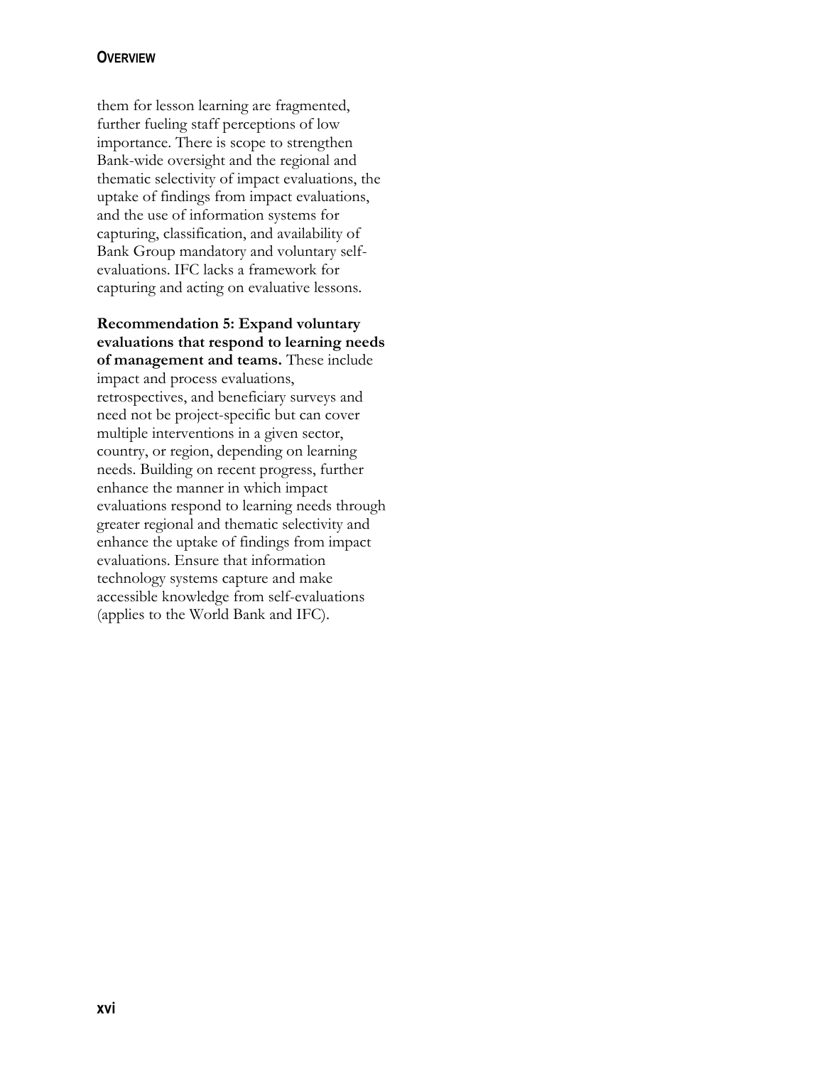them for lesson learning are fragmented, further fueling staff perceptions of low importance. There is scope to strengthen Bank-wide oversight and the regional and thematic selectivity of impact evaluations, the uptake of findings from impact evaluations, and the use of information systems for capturing, classification, and availability of Bank Group mandatory and voluntary self-evaluations. IFC lacks a framework for capturing and acting on evaluative lessons.

**Recommendation 5: Expand voluntary evaluations that respond to learning needs of management and teams.** These include impact and process evaluations, retrospectives, and beneficiary surveys and need not be project-specific but can cover multiple interventions in a given sector, country, or region, depending on learning needs. Building on recent progress, further enhance the manner in which impact evaluations respond to learning needs through greater regional and thematic selectivity and enhance the uptake of findings from impact evaluations. Ensure that information technology systems capture and make accessible knowledge from self-evaluations (applies to the World Bank and IFC).